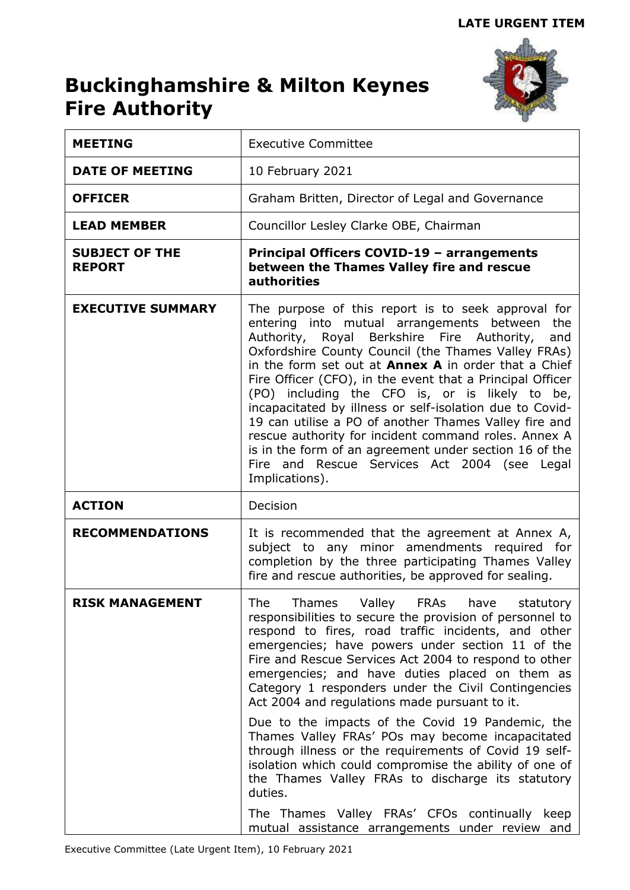**LATE URGENT ITEM**

# Buckinghamshire & Milton Keynes Fire Authority

| | |
|---|---|
| **MEETING** | Executive Committee |
| **DATE OF MEETING** | 10 February 2021 |
| **OFFICER** | Graham Britten, Director of Legal and Governance |
| **LEAD MEMBER** | Councillor Lesley Clarke OBE, Chairman |
| **SUBJECT OF THE REPORT** | **Principal Officers COVID-19 – arrangements between the Thames Valley fire and rescue authorities** |
| **EXECUTIVE SUMMARY** | The purpose of this report is to seek approval for entering into mutual arrangements between the Authority, Royal Berkshire Fire Authority, and Oxfordshire County Council (the Thames Valley FRAs) in the form set out at **Annex A** in order that a Chief Fire Officer (CFO), in the event that a Principal Officer (PO) including the CFO is, or is likely to be, incapacitated by illness or self-isolation due to Covid-19 can utilise a PO of another Thames Valley fire and rescue authority for incident command roles. Annex A is in the form of an agreement under section 16 of the Fire and Rescue Services Act 2004 (see Legal Implications). |
| **ACTION** | Decision |
| **RECOMMENDATIONS** | It is recommended that the agreement at Annex A, subject to any minor amendments required for completion by the three participating Thames Valley fire and rescue authorities, be approved for sealing. |
| **RISK MANAGEMENT** | The Thames Valley FRAs have statutory responsibilities to secure the provision of personnel to respond to fires, road traffic incidents, and other emergencies; have powers under section 11 of the Fire and Rescue Services Act 2004 to respond to other emergencies; and have duties placed on them as Category 1 responders under the Civil Contingencies Act 2004 and regulations made pursuant to it.<br><br>Due to the impacts of the Covid 19 Pandemic, the Thames Valley FRAs' POs may become incapacitated through illness or the requirements of Covid 19 self-isolation which could compromise the ability of one of the Thames Valley FRAs to discharge its statutory duties.<br><br>The Thames Valley FRAs' CFOs continually keep mutual assistance arrangements under review and |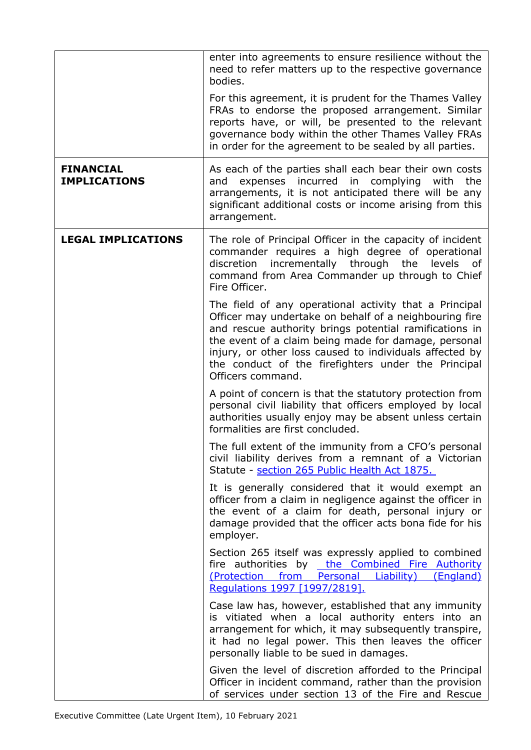| | |
|---|---|
| | enter into agreements to ensure resilience without the need to refer matters up to the respective governance bodies.<br><br>For this agreement, it is prudent for the Thames Valley FRAs to endorse the proposed arrangement. Similar reports have, or will, be presented to the relevant governance body within the other Thames Valley FRAs in order for the agreement to be sealed by all parties. |
| **FINANCIAL IMPLICATIONS** | As each of the parties shall each bear their own costs and expenses incurred in complying with the arrangements, it is not anticipated there will be any significant additional costs or income arising from this arrangement. |
| **LEGAL IMPLICATIONS** | The role of Principal Officer in the capacity of incident commander requires a high degree of operational discretion incrementally through the levels of command from Area Commander up through to Chief Fire Officer.<br><br>The field of any operational activity that a Principal Officer may undertake on behalf of a neighbouring fire and rescue authority brings potential ramifications in the event of a claim being made for damage, personal injury, or other loss caused to individuals affected by the conduct of the firefighters under the Principal Officers command.<br><br>A point of concern is that the statutory protection from personal civil liability that officers employed by local authorities usually enjoy may be absent unless certain formalities are first concluded.<br><br>The full extent of the immunity from a CFO's personal civil liability derives from a remnant of a Victorian Statute - section 265 Public Health Act 1875.<br><br>It is generally considered that it would exempt an officer from a claim in negligence against the officer in the event of a claim for death, personal injury or damage provided that the officer acts bona fide for his employer.<br><br>Section 265 itself was expressly applied to combined fire authorities by the Combined Fire Authority (Protection from Personal Liability) (England) Regulations 1997 [1997/2819].<br><br>Case law has, however, established that any immunity is vitiated when a local authority enters into an arrangement for which, it may subsequently transpire, it had no legal power. This then leaves the officer personally liable to be sued in damages.<br><br>Given the level of discretion afforded to the Principal Officer in incident command, rather than the provision of services under section 13 of the Fire and Rescue |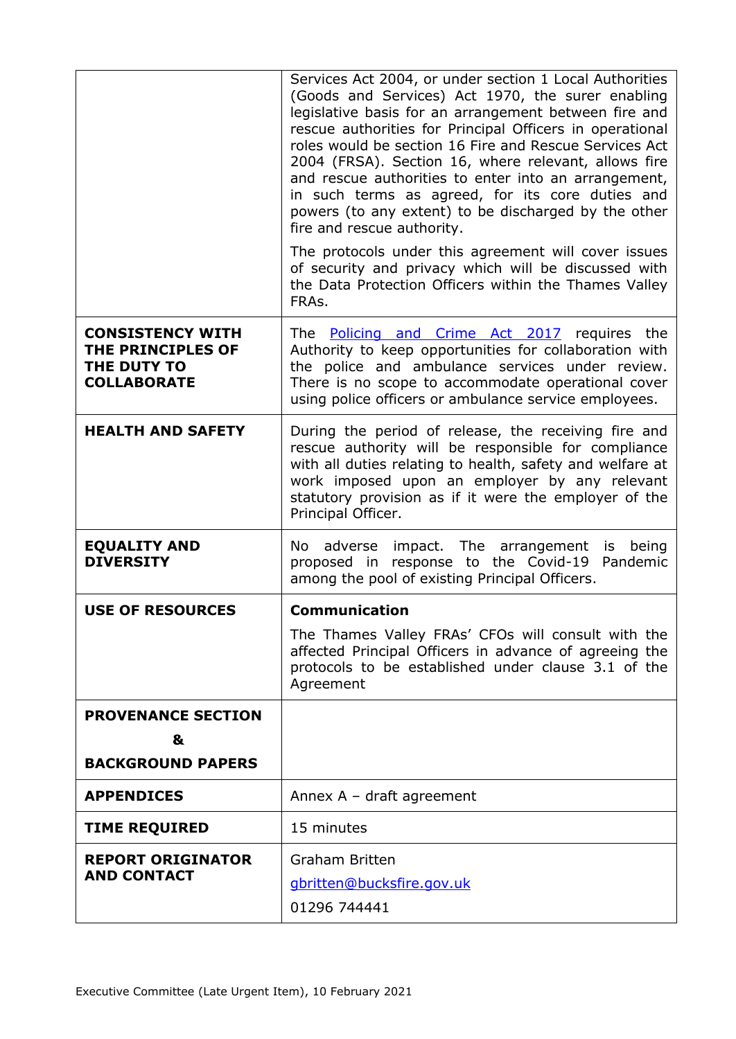| | |
|---|---|
| | Services Act 2004, or under section 1 Local Authorities (Goods and Services) Act 1970, the surer enabling legislative basis for an arrangement between fire and rescue authorities for Principal Officers in operational roles would be section 16 Fire and Rescue Services Act 2004 (FRSA). Section 16, where relevant, allows fire and rescue authorities to enter into an arrangement, in such terms as agreed, for its core duties and powers (to any extent) to be discharged by the other fire and rescue authority.<br><br>The protocols under this agreement will cover issues of security and privacy which will be discussed with the Data Protection Officers within the Thames Valley FRAs. |
| **CONSISTENCY WITH THE PRINCIPLES OF THE DUTY TO COLLABORATE** | The [Policing and Crime Act 2017](#) requires the Authority to keep opportunities for collaboration with the police and ambulance services under review. There is no scope to accommodate operational cover using police officers or ambulance service employees. |
| **HEALTH AND SAFETY** | During the period of release, the receiving fire and rescue authority will be responsible for compliance with all duties relating to health, safety and welfare at work imposed upon an employer by any relevant statutory provision as if it were the employer of the Principal Officer. |
| **EQUALITY AND DIVERSITY** | No adverse impact. The arrangement is being proposed in response to the Covid-19 Pandemic among the pool of existing Principal Officers. |
| **USE OF RESOURCES** | **Communication**<br><br>The Thames Valley FRAs' CFOs will consult with the affected Principal Officers in advance of agreeing the protocols to be established under clause 3.1 of the Agreement |
| **PROVENANCE SECTION**<br>**&**<br>**BACKGROUND PAPERS** | |
| **APPENDICES** | Annex A – draft agreement |
| **TIME REQUIRED** | 15 minutes |
| **REPORT ORIGINATOR AND CONTACT** | Graham Britten<br>gbritten@bucksfire.gov.uk<br>01296 744441 |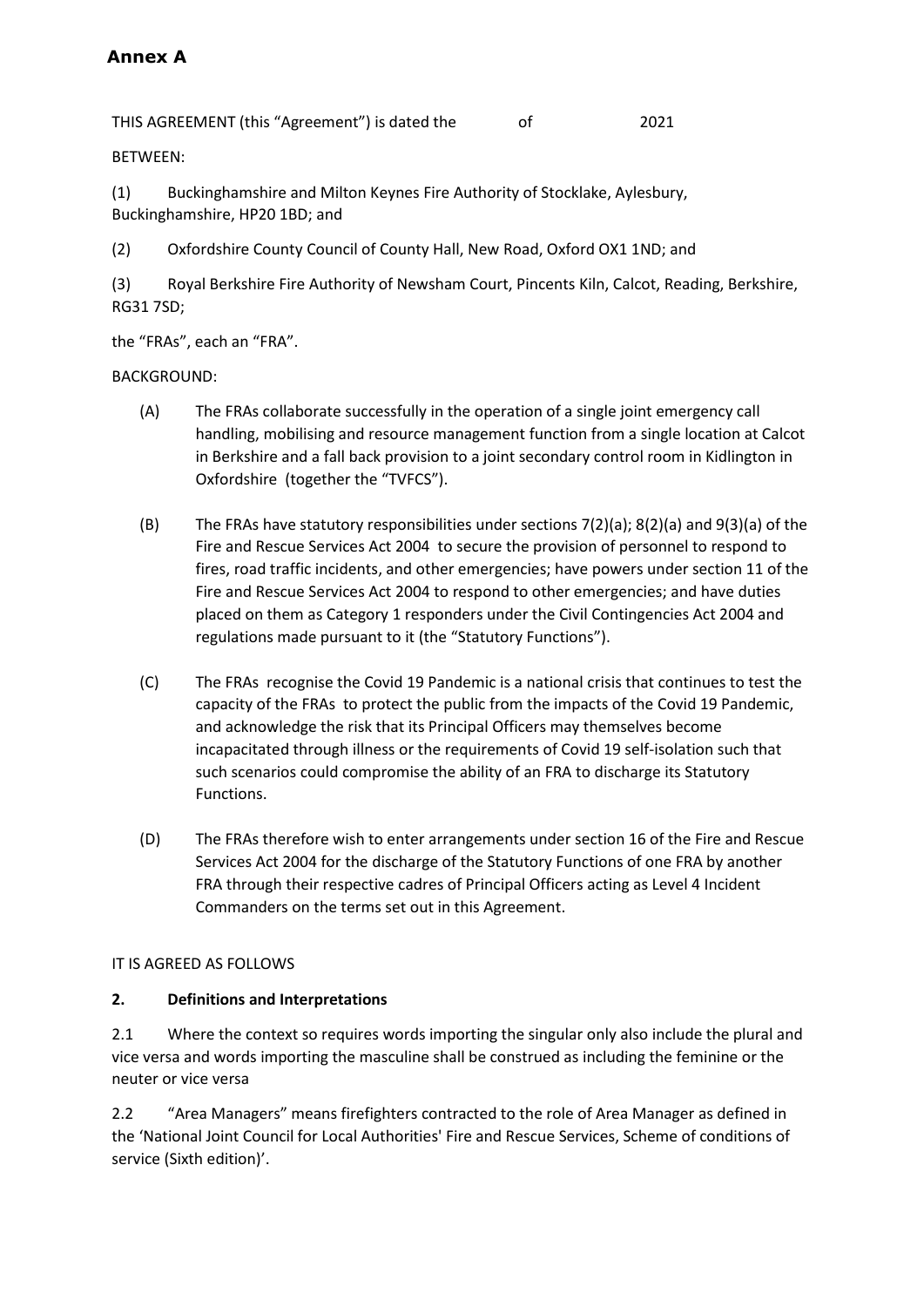# Annex A

THIS AGREEMENT (this "Agreement") is dated the of 2021

BETWEEN:

(1) Buckinghamshire and Milton Keynes Fire Authority of Stocklake, Aylesbury, Buckinghamshire, HP20 1BD; and

(2) Oxfordshire County Council of County Hall, New Road, Oxford OX1 1ND; and

(3) Royal Berkshire Fire Authority of Newsham Court, Pincents Kiln, Calcot, Reading, Berkshire, RG31 7SD;

the "FRAs", each an "FRA".

BACKGROUND:

(A) The FRAs collaborate successfully in the operation of a single joint emergency call handling, mobilising and resource management function from a single location at Calcot in Berkshire and a fall back provision to a joint secondary control room in Kidlington in Oxfordshire (together the "TVFCS").

(B) The FRAs have statutory responsibilities under sections 7(2)(a); 8(2)(a) and 9(3)(a) of the Fire and Rescue Services Act 2004 to secure the provision of personnel to respond to fires, road traffic incidents, and other emergencies; have powers under section 11 of the Fire and Rescue Services Act 2004 to respond to other emergencies; and have duties placed on them as Category 1 responders under the Civil Contingencies Act 2004 and regulations made pursuant to it (the "Statutory Functions").

(C) The FRAs recognise the Covid 19 Pandemic is a national crisis that continues to test the capacity of the FRAs to protect the public from the impacts of the Covid 19 Pandemic, and acknowledge the risk that its Principal Officers may themselves become incapacitated through illness or the requirements of Covid 19 self-isolation such that such scenarios could compromise the ability of an FRA to discharge its Statutory Functions.

(D) The FRAs therefore wish to enter arrangements under section 16 of the Fire and Rescue Services Act 2004 for the discharge of the Statutory Functions of one FRA by another FRA through their respective cadres of Principal Officers acting as Level 4 Incident Commanders on the terms set out in this Agreement.

IT IS AGREED AS FOLLOWS

**2. Definitions and Interpretations**

2.1 Where the context so requires words importing the singular only also include the plural and vice versa and words importing the masculine shall be construed as including the feminine or the neuter or vice versa

2.2 "Area Managers" means firefighters contracted to the role of Area Manager as defined in the 'National Joint Council for Local Authorities' Fire and Rescue Services, Scheme of conditions of service (Sixth edition)'.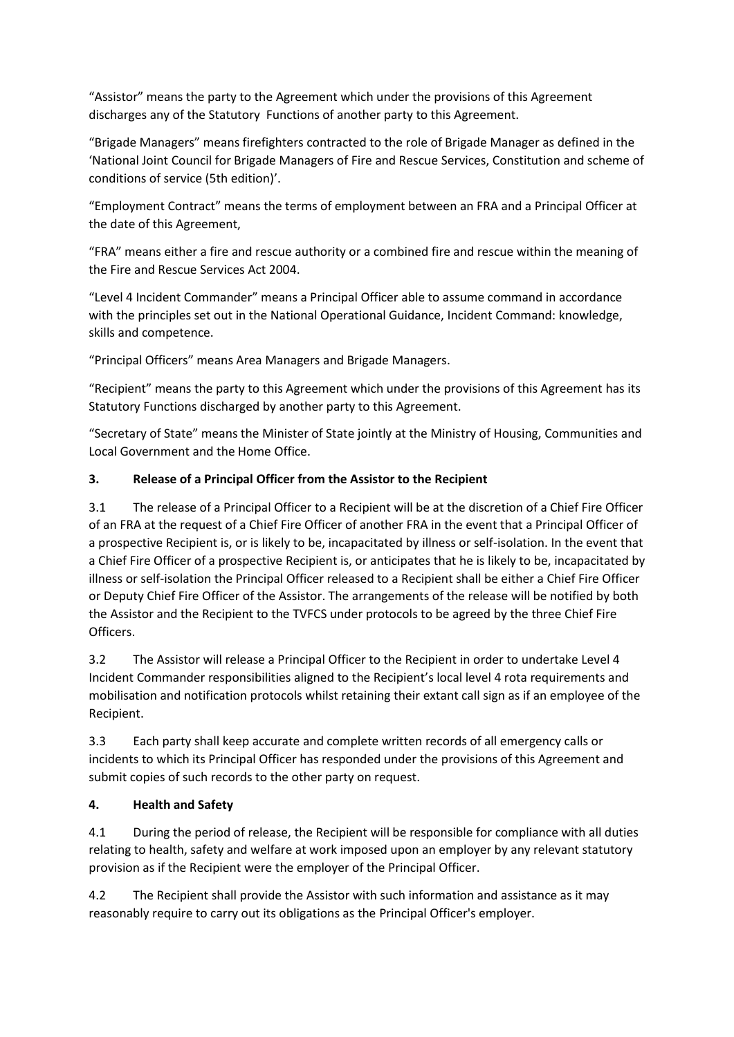“Assistor” means the party to the Agreement which under the provisions of this Agreement discharges any of the Statutory Functions of another party to this Agreement.

“Brigade Managers” means firefighters contracted to the role of Brigade Manager as defined in the ‘National Joint Council for Brigade Managers of Fire and Rescue Services, Constitution and scheme of conditions of service (5th edition)’.

“Employment Contract” means the terms of employment between an FRA and a Principal Officer at the date of this Agreement,

“FRA” means either a fire and rescue authority or a combined fire and rescue within the meaning of the Fire and Rescue Services Act 2004.

“Level 4 Incident Commander” means a Principal Officer able to assume command in accordance with the principles set out in the National Operational Guidance, Incident Command: knowledge, skills and competence.

“Principal Officers” means Area Managers and Brigade Managers.

“Recipient” means the party to this Agreement which under the provisions of this Agreement has its Statutory Functions discharged by another party to this Agreement.

“Secretary of State” means the Minister of State jointly at the Ministry of Housing, Communities and Local Government and the Home Office.

## 3. Release of a Principal Officer from the Assistor to the Recipient

3.1 The release of a Principal Officer to a Recipient will be at the discretion of a Chief Fire Officer of an FRA at the request of a Chief Fire Officer of another FRA in the event that a Principal Officer of a prospective Recipient is, or is likely to be, incapacitated by illness or self-isolation. In the event that a Chief Fire Officer of a prospective Recipient is, or anticipates that he is likely to be, incapacitated by illness or self-isolation the Principal Officer released to a Recipient shall be either a Chief Fire Officer or Deputy Chief Fire Officer of the Assistor. The arrangements of the release will be notified by both the Assistor and the Recipient to the TVFCS under protocols to be agreed by the three Chief Fire Officers.

3.2 The Assistor will release a Principal Officer to the Recipient in order to undertake Level 4 Incident Commander responsibilities aligned to the Recipient’s local level 4 rota requirements and mobilisation and notification protocols whilst retaining their extant call sign as if an employee of the Recipient.

3.3 Each party shall keep accurate and complete written records of all emergency calls or incidents to which its Principal Officer has responded under the provisions of this Agreement and submit copies of such records to the other party on request.

## 4. Health and Safety

4.1 During the period of release, the Recipient will be responsible for compliance with all duties relating to health, safety and welfare at work imposed upon an employer by any relevant statutory provision as if the Recipient were the employer of the Principal Officer.

4.2 The Recipient shall provide the Assistor with such information and assistance as it may reasonably require to carry out its obligations as the Principal Officer's employer.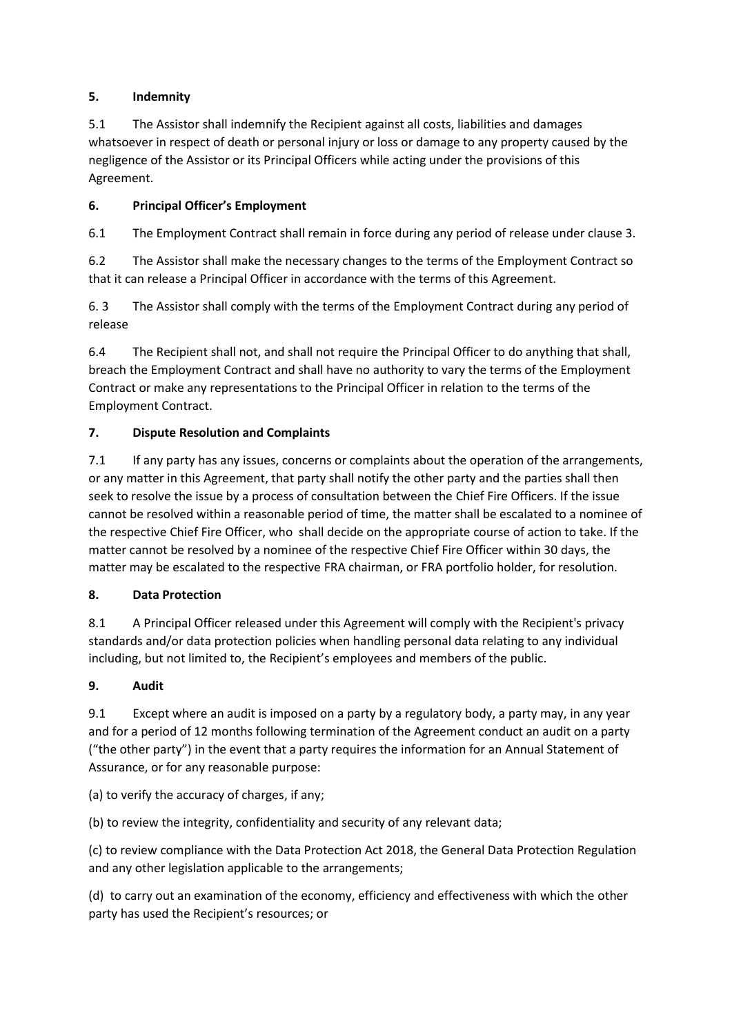## 5. Indemnity

5.1 The Assistor shall indemnify the Recipient against all costs, liabilities and damages whatsoever in respect of death or personal injury or loss or damage to any property caused by the negligence of the Assistor or its Principal Officers while acting under the provisions of this Agreement.

## 6. Principal Officer's Employment

6.1 The Employment Contract shall remain in force during any period of release under clause 3.

6.2 The Assistor shall make the necessary changes to the terms of the Employment Contract so that it can release a Principal Officer in accordance with the terms of this Agreement.

6. 3 The Assistor shall comply with the terms of the Employment Contract during any period of release

6.4 The Recipient shall not, and shall not require the Principal Officer to do anything that shall, breach the Employment Contract and shall have no authority to vary the terms of the Employment Contract or make any representations to the Principal Officer in relation to the terms of the Employment Contract.

## 7. Dispute Resolution and Complaints

7.1 If any party has any issues, concerns or complaints about the operation of the arrangements, or any matter in this Agreement, that party shall notify the other party and the parties shall then seek to resolve the issue by a process of consultation between the Chief Fire Officers. If the issue cannot be resolved within a reasonable period of time, the matter shall be escalated to a nominee of the respective Chief Fire Officer, who shall decide on the appropriate course of action to take. If the matter cannot be resolved by a nominee of the respective Chief Fire Officer within 30 days, the matter may be escalated to the respective FRA chairman, or FRA portfolio holder, for resolution.

## 8. Data Protection

8.1 A Principal Officer released under this Agreement will comply with the Recipient's privacy standards and/or data protection policies when handling personal data relating to any individual including, but not limited to, the Recipient's employees and members of the public.

## 9. Audit

9.1 Except where an audit is imposed on a party by a regulatory body, a party may, in any year and for a period of 12 months following termination of the Agreement conduct an audit on a party ("the other party") in the event that a party requires the information for an Annual Statement of Assurance, or for any reasonable purpose:

(a) to verify the accuracy of charges, if any;

(b) to review the integrity, confidentiality and security of any relevant data;

(c) to review compliance with the Data Protection Act 2018, the General Data Protection Regulation and any other legislation applicable to the arrangements;

(d) to carry out an examination of the economy, efficiency and effectiveness with which the other party has used the Recipient's resources; or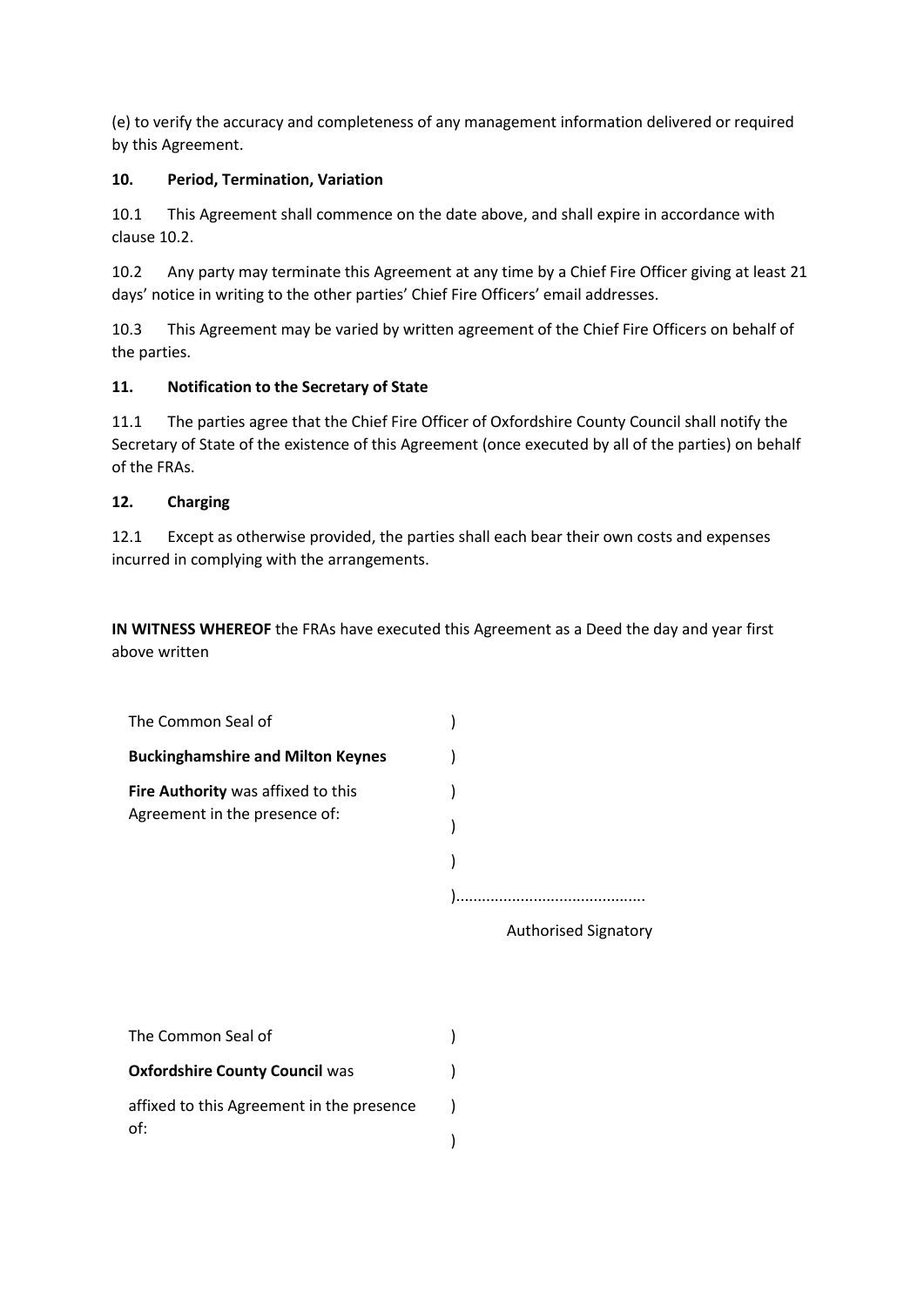(e) to verify the accuracy and completeness of any management information delivered or required by this Agreement.

**10. Period, Termination, Variation**

10.1 This Agreement shall commence on the date above, and shall expire in accordance with clause 10.2.

10.2 Any party may terminate this Agreement at any time by a Chief Fire Officer giving at least 21 days' notice in writing to the other parties' Chief Fire Officers' email addresses.

10.3 This Agreement may be varied by written agreement of the Chief Fire Officers on behalf of the parties.

**11. Notification to the Secretary of State**

11.1 The parties agree that the Chief Fire Officer of Oxfordshire County Council shall notify the Secretary of State of the existence of this Agreement (once executed by all of the parties) on behalf of the FRAs.

**12. Charging**

12.1 Except as otherwise provided, the parties shall each bear their own costs and expenses incurred in complying with the arrangements.

**IN WITNESS WHEREOF** the FRAs have executed this Agreement as a Deed the day and year first above written

The Common Seal of )
**Buckinghamshire and Milton Keynes** )
**Fire Authority** was affixed to this )
Agreement in the presence of: )
)
)..........................................

Authorised Signatory

The Common Seal of )
**Oxfordshire County Council** was )
affixed to this Agreement in the presence )
of: )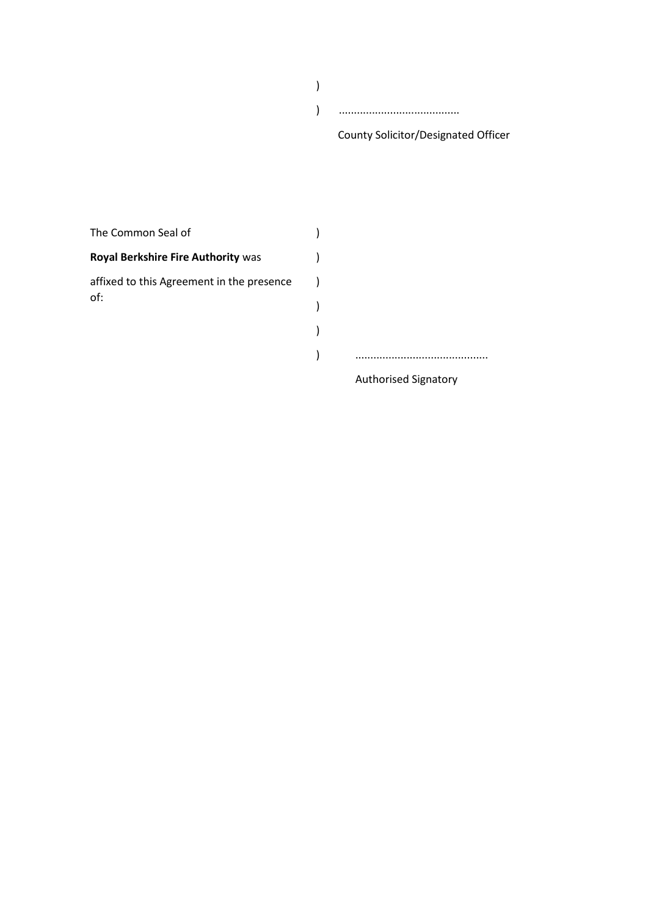)

) .......................................

County Solicitor/Designated Officer

The Common Seal of )

**Royal Berkshire Fire Authority** was )

affixed to this Agreement in the presence of: )

)

)

) ...........................................

Authorised Signatory